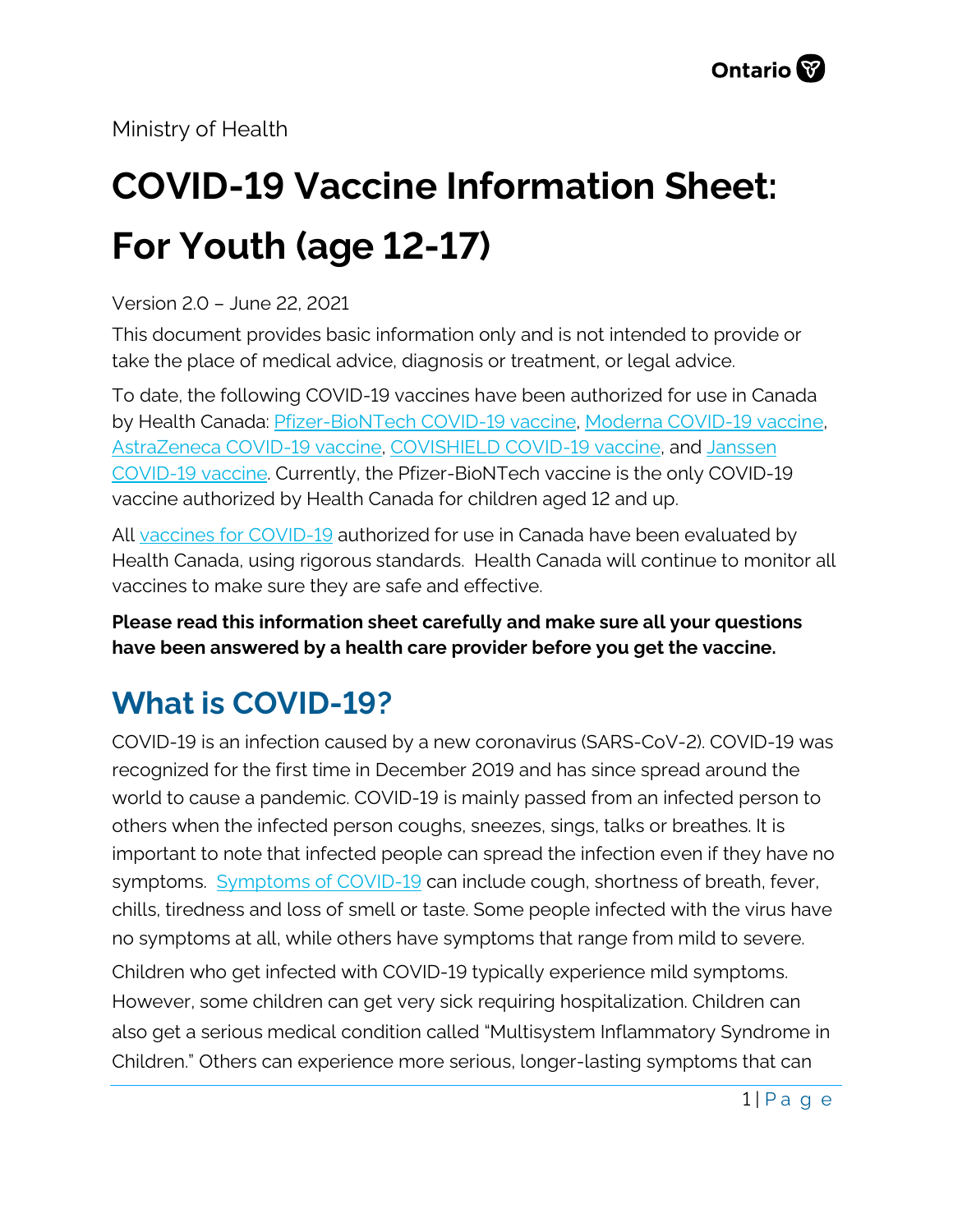Ministry of Health

# COVID-19 Vaccine Information Sheet: For Youth (age 12-17)

Version 2.0 – June 22, 2021

This document provides basic information only and is not intended to provide or take the place of medical advice, diagnosis or treatment, or legal advice.

To date, the following COVID-19 vaccines have been authorized for use in Canada by Health Canada: Pfizer-BioNTech COVID-19 vaccine, Moderna COVID-19 vaccine, AstraZeneca COVID-19 vaccine, COVISHIELD COVID-19 vaccine, and Janssen COVID-19 vaccine. Currently, the Pfizer-BioNTech vaccine is the only COVID-19 vaccine authorized by Health Canada for children aged 12 and up.

All vaccines for COVID-19 authorized for use in Canada have been evaluated by Health Canada, using rigorous standards. Health Canada will continue to monitor all vaccines to make sure they are safe and effective.

**Please read this information sheet carefully and make sure all your questions have been answered by a health care provider before you get the vaccine.**

## What is COVID-19?

COVID-19 is an infection caused by a new coronavirus (SARS-CoV-2). COVID-19 was recognized for the first time in December 2019 and has since spread around the world to cause a pandemic. COVID-19 is mainly passed from an infected person to others when the infected person coughs, sneezes, sings, talks or breathes. It is important to note that infected people can spread the infection even if they have no symptoms. Symptoms of COVID-19 can include cough, shortness of breath, fever, chills, tiredness and loss of smell or taste. Some people infected with the virus have no symptoms at all, while others have symptoms that range from mild to severe.

Children who get infected with COVID-19 typically experience mild symptoms. However, some children can get very sick requiring hospitalization. Children can also get a serious medical condition called "Multisystem Inflammatory Syndrome in Children." Others can experience more serious, longer-lasting symptoms that can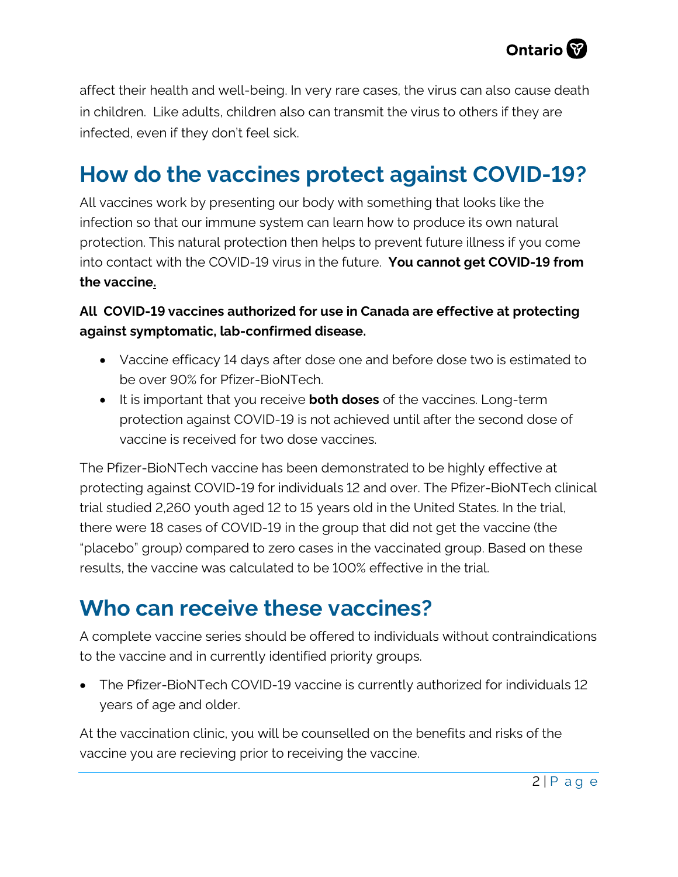affect their health and well-being. In very rare cases, the virus can also cause death in children. Like adults, children also can transmit the virus to others if they are infected, even if they don't feel sick.

## How do the vaccines protect against COVID-19?

All vaccines work by presenting our body with something that looks like the infection so that our immune system can learn how to produce its own natural protection. This natural protection then helps to prevent future illness if you come into contact with the COVID-19 virus in the future. **You cannot get COVID-19 from the vaccine.**

**All COVID-19 vaccines authorized for use in Canada are effective at protecting against symptomatic, lab-confirmed disease.**

- Vaccine efficacy 14 days after dose one and before dose two is estimated to be over 90% for Pfizer-BioNTech.
- It is important that you receive **both doses** of the vaccines. Long-term protection against COVID-19 is not achieved until after the second dose of vaccine is received for two dose vaccines.

The Pfizer-BioNTech vaccine has been demonstrated to be highly effective at protecting against COVID-19 for individuals 12 and over. The Pfizer-BioNTech clinical trial studied 2,260 youth aged 12 to 15 years old in the United States. In the trial, there were 18 cases of COVID-19 in the group that did not get the vaccine (the "placebo" group) compared to zero cases in the vaccinated group. Based on these results, the vaccine was calculated to be 100% effective in the trial.

## Who can receive these vaccines?

A complete vaccine series should be offered to individuals without contraindications to the vaccine and in currently identified priority groups.

- The Pfizer-BioNTech COVID-19 vaccine is currently authorized for individuals 12 years of age and older.

At the vaccination clinic, you will be counselled on the benefits and risks of the vaccine you are recieving prior to receiving the vaccine.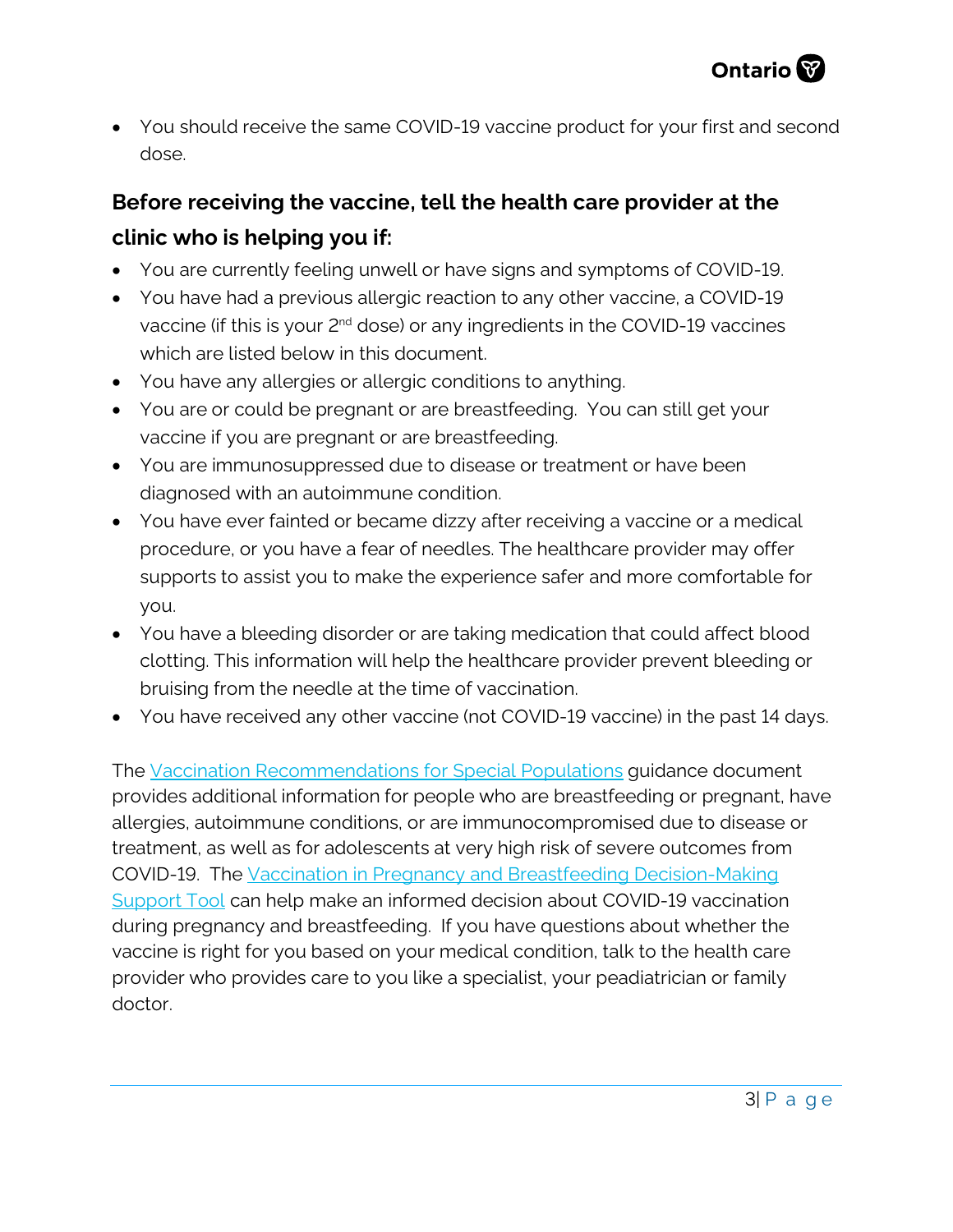- You should receive the same COVID-19 vaccine product for your first and second dose.

## Before receiving the vaccine, tell the health care provider at the clinic who is helping you if:

- You are currently feeling unwell or have signs and symptoms of COVID-19.
- You have had a previous allergic reaction to any other vaccine, a COVID-19 vaccine (if this is your 2nd dose) or any ingredients in the COVID-19 vaccines which are listed below in this document.
- You have any allergies or allergic conditions to anything.
- You are or could be pregnant or are breastfeeding. You can still get your vaccine if you are pregnant or are breastfeeding.
- You are immunosuppressed due to disease or treatment or have been diagnosed with an autoimmune condition.
- You have ever fainted or became dizzy after receiving a vaccine or a medical procedure, or you have a fear of needles. The healthcare provider may offer supports to assist you to make the experience safer and more comfortable for you.
- You have a bleeding disorder or are taking medication that could affect blood clotting. This information will help the healthcare provider prevent bleeding or bruising from the needle at the time of vaccination.
- You have received any other vaccine (not COVID-19 vaccine) in the past 14 days.

The Vaccination Recommendations for Special Populations guidance document provides additional information for people who are breastfeeding or pregnant, have allergies, autoimmune conditions, or are immunocompromised due to disease or treatment, as well as for adolescents at very high risk of severe outcomes from COVID-19. The Vaccination in Pregnancy and Breastfeeding Decision-Making Support Tool can help make an informed decision about COVID-19 vaccination during pregnancy and breastfeeding. If you have questions about whether the vaccine is right for you based on your medical condition, talk to the health care provider who provides care to you like a specialist, your peadiatrician or family doctor.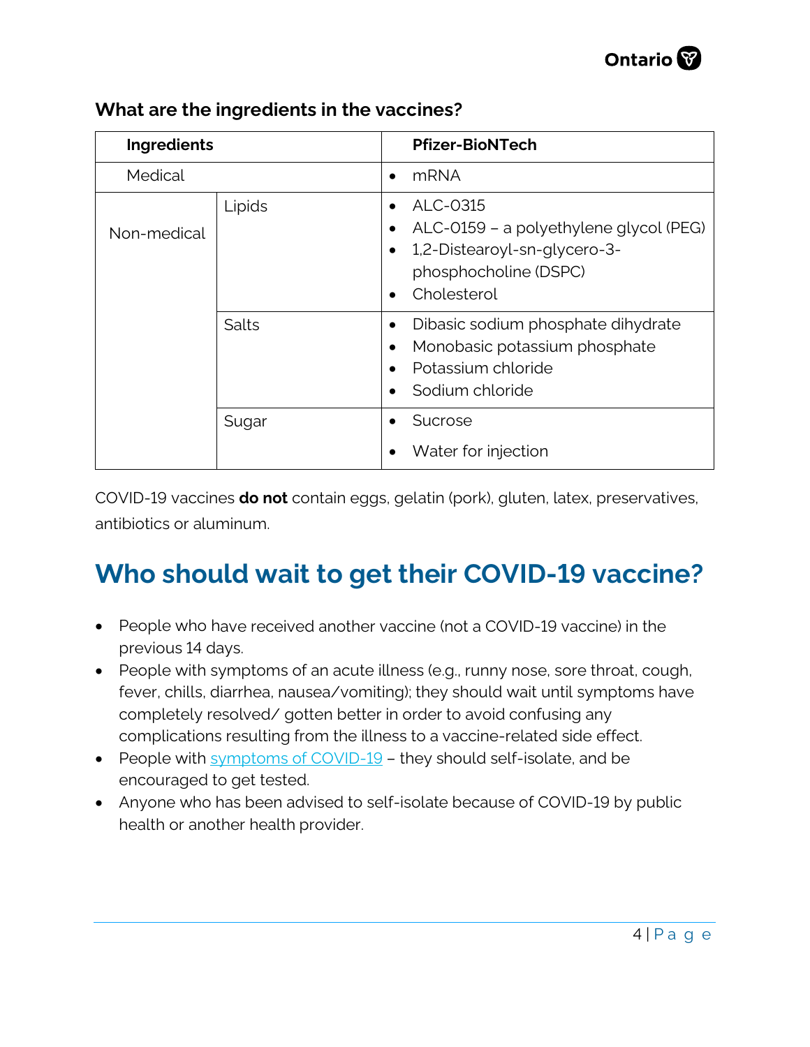### What are the ingredients in the vaccines?

| Ingredients | | Pfizer-BioNTech |
|---|---|---|
| Medical | | • mRNA |
| Non-medical | Lipids | • ALC-0315<br>• ALC-0159 – a polyethylene glycol (PEG)<br>• 1,2-Distearoyl-sn-glycero-3-phosphocholine (DSPC)<br>• Cholesterol |
| | Salts | • Dibasic sodium phosphate dihydrate<br>• Monobasic potassium phosphate<br>• Potassium chloride<br>• Sodium chloride |
| | Sugar | • Sucrose<br>• Water for injection |

COVID-19 vaccines **do not** contain eggs, gelatin (pork), gluten, latex, preservatives, antibiotics or aluminum.

## Who should wait to get their COVID-19 vaccine?

- People who have received another vaccine (not a COVID-19 vaccine) in the previous 14 days.
- People with symptoms of an acute illness (e.g., runny nose, sore throat, cough, fever, chills, diarrhea, nausea/vomiting); they should wait until symptoms have completely resolved/ gotten better in order to avoid confusing any complications resulting from the illness to a vaccine-related side effect.
- People with symptoms of COVID-19 – they should self-isolate, and be encouraged to get tested.
- Anyone who has been advised to self-isolate because of COVID-19 by public health or another health provider.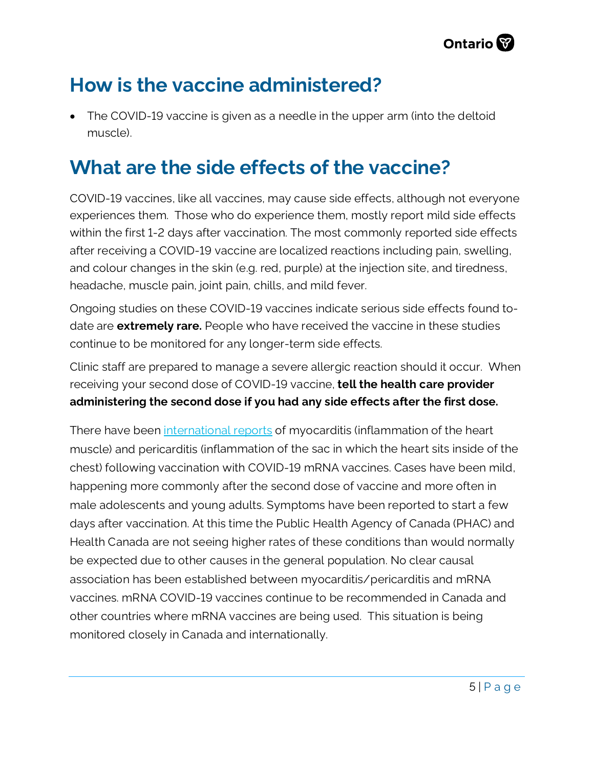## How is the vaccine administered?

- The COVID-19 vaccine is given as a needle in the upper arm (into the deltoid muscle).

## What are the side effects of the vaccine?

COVID-19 vaccines, like all vaccines, may cause side effects, although not everyone experiences them. Those who do experience them, mostly report mild side effects within the first 1-2 days after vaccination. The most commonly reported side effects after receiving a COVID-19 vaccine are localized reactions including pain, swelling, and colour changes in the skin (e.g. red, purple) at the injection site, and tiredness, headache, muscle pain, joint pain, chills, and mild fever.

Ongoing studies on these COVID-19 vaccines indicate serious side effects found to-date are **extremely rare.** People who have received the vaccine in these studies continue to be monitored for any longer-term side effects.

Clinic staff are prepared to manage a severe allergic reaction should it occur. When receiving your second dose of COVID-19 vaccine, **tell the health care provider administering the second dose if you had any side effects after the first dose.**

There have been [international reports] of myocarditis (inflammation of the heart muscle) and pericarditis (inflammation of the sac in which the heart sits inside of the chest) following vaccination with COVID-19 mRNA vaccines. Cases have been mild, happening more commonly after the second dose of vaccine and more often in male adolescents and young adults. Symptoms have been reported to start a few days after vaccination. At this time the Public Health Agency of Canada (PHAC) and Health Canada are not seeing higher rates of these conditions than would normally be expected due to other causes in the general population. No clear causal association has been established between myocarditis/pericarditis and mRNA vaccines. mRNA COVID-19 vaccines continue to be recommended in Canada and other countries where mRNA vaccines are being used. This situation is being monitored closely in Canada and internationally.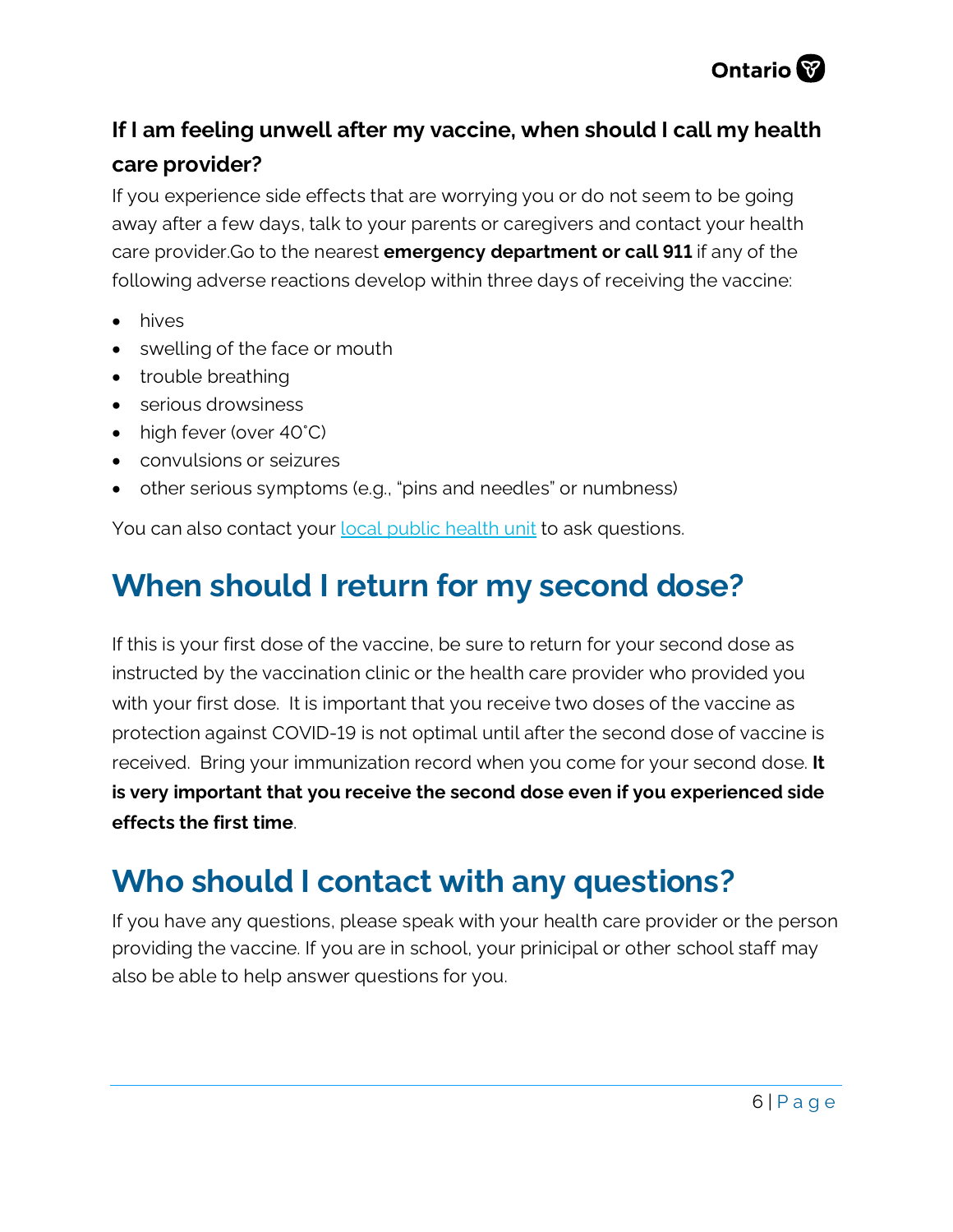### If I am feeling unwell after my vaccine, when should I call my health care provider?

If you experience side effects that are worrying you or do not seem to be going away after a few days, talk to your parents or caregivers and contact your health care provider.Go to the nearest **emergency department or call 911** if any of the following adverse reactions develop within three days of receiving the vaccine:

- hives
- swelling of the face or mouth
- trouble breathing
- serious drowsiness
- high fever (over 40˚C)
- convulsions or seizures
- other serious symptoms (e.g., "pins and needles" or numbness)

You can also contact your local public health unit to ask questions.

## When should I return for my second dose?

If this is your first dose of the vaccine, be sure to return for your second dose as instructed by the vaccination clinic or the health care provider who provided you with your first dose. It is important that you receive two doses of the vaccine as protection against COVID-19 is not optimal until after the second dose of vaccine is received. Bring your immunization record when you come for your second dose. **It is very important that you receive the second dose even if you experienced side effects the first time**.

## Who should I contact with any questions?

If you have any questions, please speak with your health care provider or the person providing the vaccine. If you are in school, your prinicipal or other school staff may also be able to help answer questions for you.